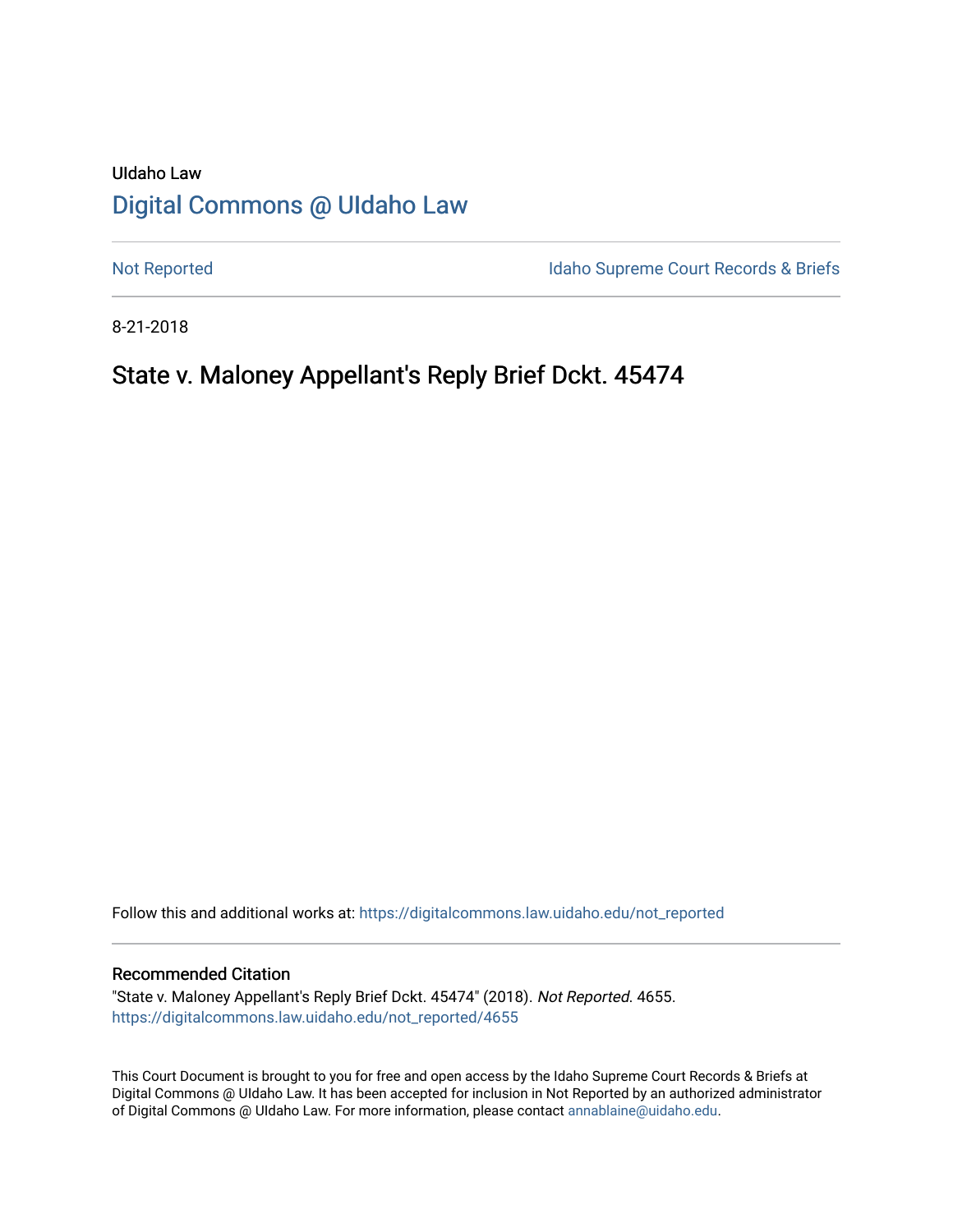UIdaho Law

# Digital Commons @ UIdaho Law

Not Reported

Idaho Supreme Court Records & Briefs

8-21-2018

# State v. Maloney Appellant's Reply Brief Dckt. 45474

Follow this and additional works at: https://digitalcommons.law.uidaho.edu/not_reported

### Recommended Citation

"State v. Maloney Appellant's Reply Brief Dckt. 45474" (2018). *Not Reported*. 4655.
https://digitalcommons.law.uidaho.edu/not_reported/4655

This Court Document is brought to you for free and open access by the Idaho Supreme Court Records & Briefs at Digital Commons @ UIdaho Law. It has been accepted for inclusion in Not Reported by an authorized administrator of Digital Commons @ UIdaho Law. For more information, please contact annablaine@uidaho.edu.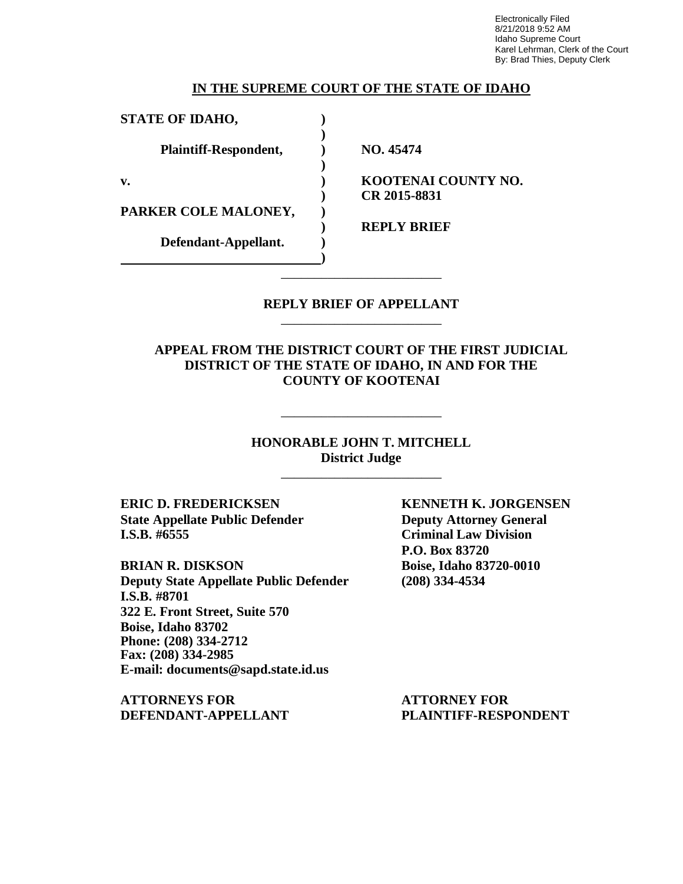Electronically Filed
8/21/2018 9:52 AM
Idaho Supreme Court
Karel Lehrman, Clerk of the Court
By: Brad Thies, Deputy Clerk

**IN THE SUPREME COURT OF THE STATE OF IDAHO**

| | | |
|---|---|---|
| **STATE OF IDAHO,** | **)** | |
| | **)** | |
| **Plaintiff-Respondent,** | **)** | **NO. 45474** |
| | **)** | |
| **v.** | **)** | **KOOTENAI COUNTY NO.** |
| | **)** | **CR 2015-8831** |
| **PARKER COLE MALONEY,** | **)** | |
| | **)** | **REPLY BRIEF** |
| **Defendant-Appellant.** | **)** | |
| | **)** | |

## REPLY BRIEF OF APPELLANT

### APPEAL FROM THE DISTRICT COURT OF THE FIRST JUDICIAL DISTRICT OF THE STATE OF IDAHO, IN AND FOR THE COUNTY OF KOOTENAI

**HONORABLE JOHN T. MITCHELL**
**District Judge**

**ERIC D. FREDERICKSEN**
**State Appellate Public Defender**
**I.S.B. #6555**

**BRIAN R. DISKSON**
**Deputy State Appellate Public Defender**
**I.S.B. #8701**
**322 E. Front Street, Suite 570**
**Boise, Idaho 83702**
**Phone: (208) 334-2712**
**Fax: (208) 334-2985**
**E-mail: documents@sapd.state.id.us**

**ATTORNEYS FOR DEFENDANT-APPELLANT**

**KENNETH K. JORGENSEN**
**Deputy Attorney General**
**Criminal Law Division**
**P.O. Box 83720**
**Boise, Idaho 83720-0010**
**(208) 334-4534**

**ATTORNEY FOR PLAINTIFF-RESPONDENT**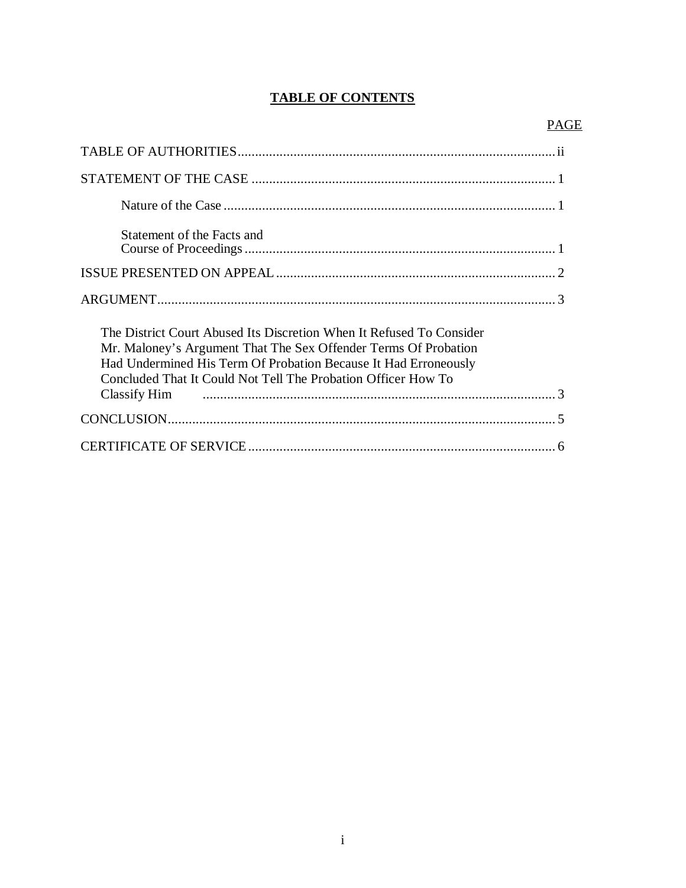## TABLE OF CONTENTS

| | PAGE |
|---|---|
| TABLE OF AUTHORITIES | ii |
| STATEMENT OF THE CASE | 1 |
| Nature of the Case | 1 |
| Statement of the Facts and Course of Proceedings | 1 |
| ISSUE PRESENTED ON APPEAL | 2 |
| ARGUMENT | 3 |
| The District Court Abused Its Discretion When It Refused To Consider Mr. Maloney's Argument That The Sex Offender Terms Of Probation Had Undermined His Term Of Probation Because It Had Erroneously Concluded That It Could Not Tell The Probation Officer How To Classify Him | 3 |
| CONCLUSION | 5 |
| CERTIFICATE OF SERVICE | 6 |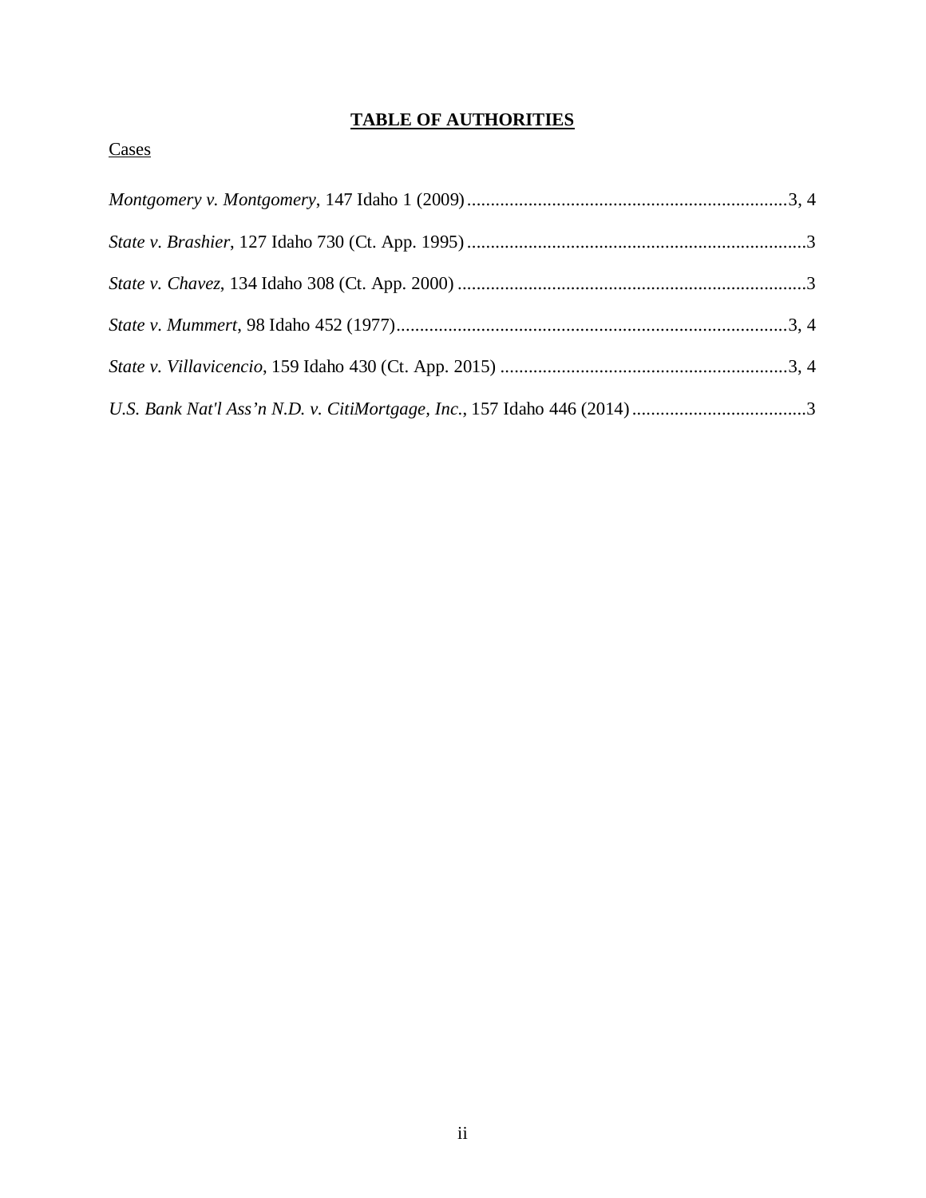# TABLE OF AUTHORITIES

Cases

*Montgomery v. Montgomery*, 147 Idaho 1 (2009) .................................................................... 3, 4

*State v. Brashier*, 127 Idaho 730 (Ct. App. 1995) ........................................................................ 3

*State v. Chavez*, 134 Idaho 308 (Ct. App. 2000) .......................................................................... 3

*State v. Mummert*, 98 Idaho 452 (1977)................................................................................... 3, 4

*State v. Villavicencio*, 159 Idaho 430 (Ct. App. 2015) ............................................................. 3, 4

*U.S. Bank Nat'l Ass'n N.D. v. CitiMortgage, Inc.*, 157 Idaho 446 (2014) ..................................... 3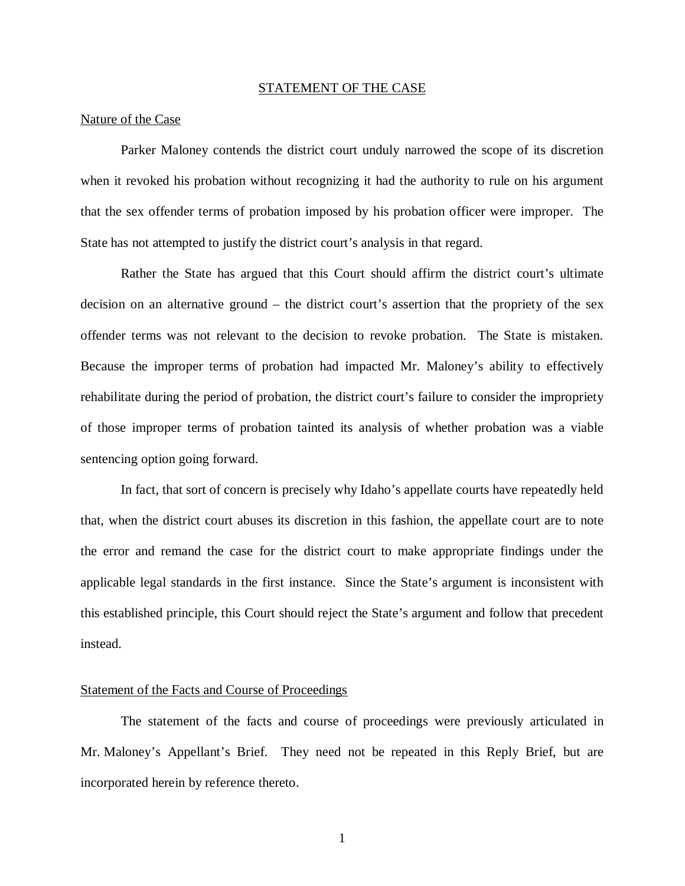## STATEMENT OF THE CASE

### Nature of the Case

Parker Maloney contends the district court unduly narrowed the scope of its discretion when it revoked his probation without recognizing it had the authority to rule on his argument that the sex offender terms of probation imposed by his probation officer were improper. The State has not attempted to justify the district court's analysis in that regard.

Rather the State has argued that this Court should affirm the district court's ultimate decision on an alternative ground – the district court's assertion that the propriety of the sex offender terms was not relevant to the decision to revoke probation. The State is mistaken. Because the improper terms of probation had impacted Mr. Maloney's ability to effectively rehabilitate during the period of probation, the district court's failure to consider the impropriety of those improper terms of probation tainted its analysis of whether probation was a viable sentencing option going forward.

In fact, that sort of concern is precisely why Idaho's appellate courts have repeatedly held that, when the district court abuses its discretion in this fashion, the appellate court are to note the error and remand the case for the district court to make appropriate findings under the applicable legal standards in the first instance. Since the State's argument is inconsistent with this established principle, this Court should reject the State's argument and follow that precedent instead.

### Statement of the Facts and Course of Proceedings

The statement of the facts and course of proceedings were previously articulated in Mr. Maloney's Appellant's Brief. They need not be repeated in this Reply Brief, but are incorporated herein by reference thereto.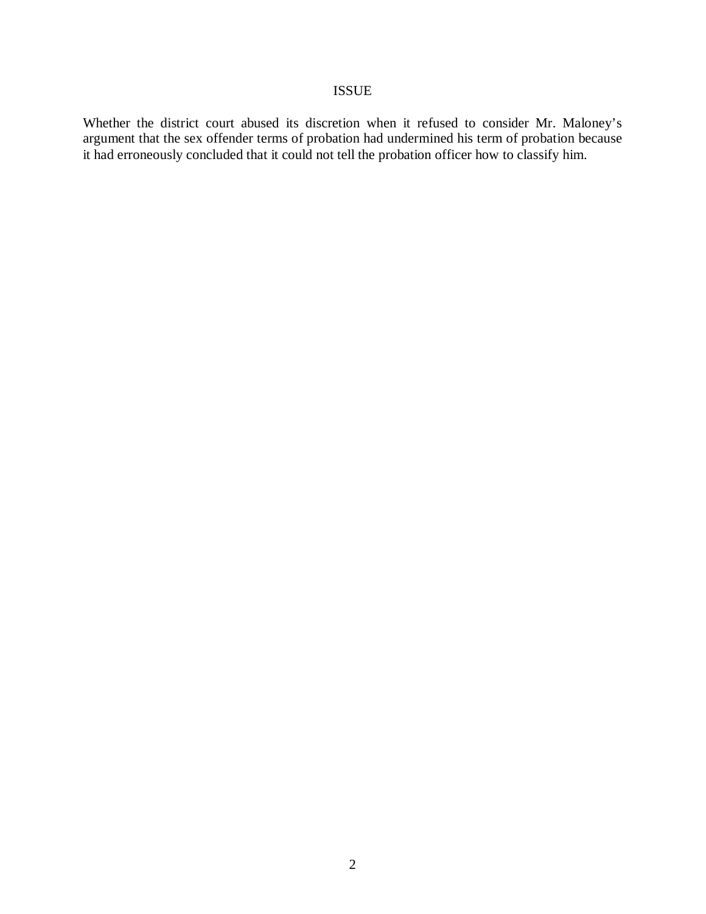## ISSUE

Whether the district court abused its discretion when it refused to consider Mr. Maloney's argument that the sex offender terms of probation had undermined his term of probation because it had erroneously concluded that it could not tell the probation officer how to classify him.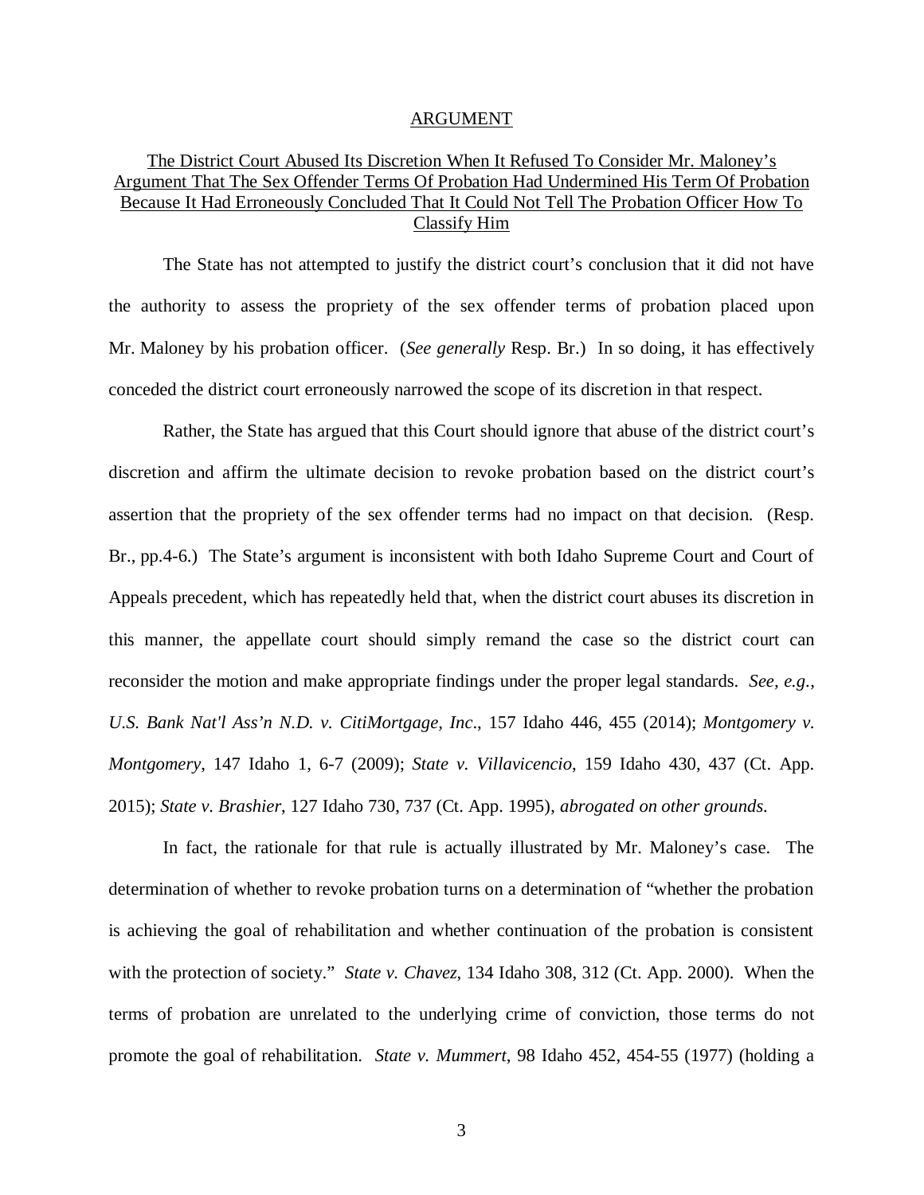## ARGUMENT

### The District Court Abused Its Discretion When It Refused To Consider Mr. Maloney's Argument That The Sex Offender Terms Of Probation Had Undermined His Term Of Probation Because It Had Erroneously Concluded That It Could Not Tell The Probation Officer How To Classify Him

The State has not attempted to justify the district court's conclusion that it did not have the authority to assess the propriety of the sex offender terms of probation placed upon Mr. Maloney by his probation officer. (*See generally* Resp. Br.) In so doing, it has effectively conceded the district court erroneously narrowed the scope of its discretion in that respect.

Rather, the State has argued that this Court should ignore that abuse of the district court's discretion and affirm the ultimate decision to revoke probation based on the district court's assertion that the propriety of the sex offender terms had no impact on that decision. (Resp. Br., pp.4-6.) The State's argument is inconsistent with both Idaho Supreme Court and Court of Appeals precedent, which has repeatedly held that, when the district court abuses its discretion in this manner, the appellate court should simply remand the case so the district court can reconsider the motion and make appropriate findings under the proper legal standards. *See, e.g., U.S. Bank Nat'l Ass'n N.D. v. CitiMortgage, Inc.*, 157 Idaho 446, 455 (2014); *Montgomery v. Montgomery*, 147 Idaho 1, 6-7 (2009); *State v. Villavicencio*, 159 Idaho 430, 437 (Ct. App. 2015); *State v. Brashier*, 127 Idaho 730, 737 (Ct. App. 1995), *abrogated on other grounds*.

In fact, the rationale for that rule is actually illustrated by Mr. Maloney's case. The determination of whether to revoke probation turns on a determination of "whether the probation is achieving the goal of rehabilitation and whether continuation of the probation is consistent with the protection of society." *State v. Chavez*, 134 Idaho 308, 312 (Ct. App. 2000). When the terms of probation are unrelated to the underlying crime of conviction, those terms do not promote the goal of rehabilitation. *State v. Mummert*, 98 Idaho 452, 454-55 (1977) (holding a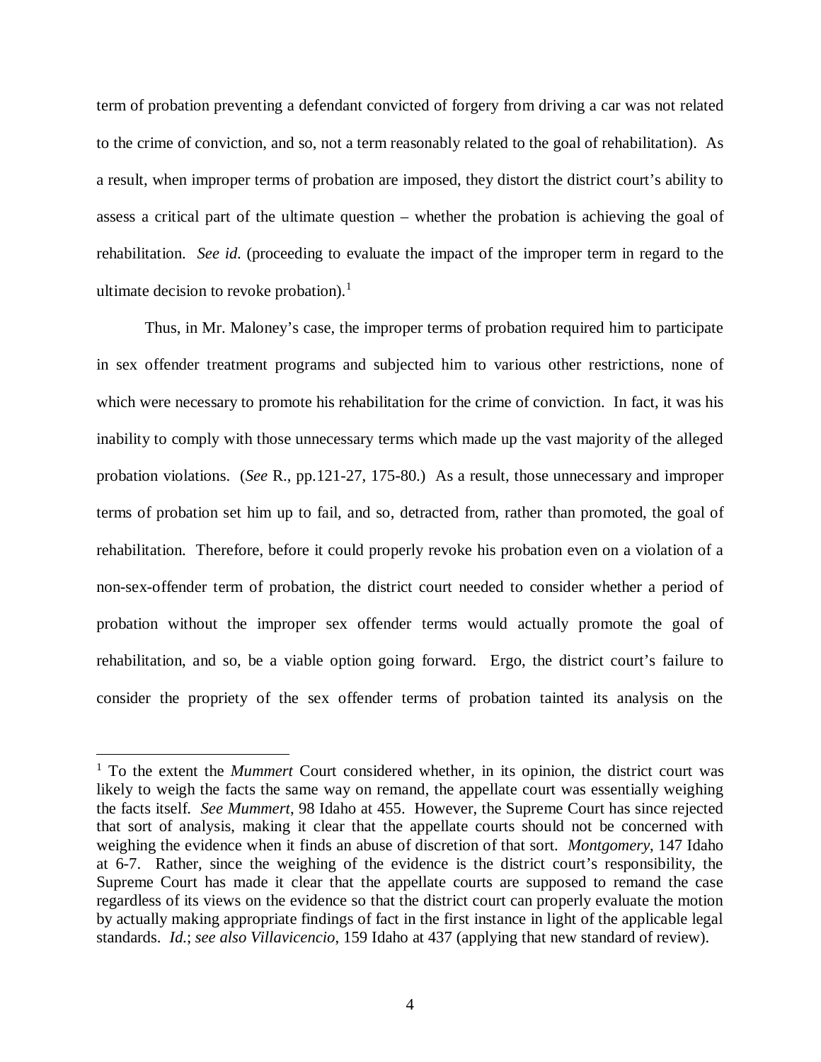term of probation preventing a defendant convicted of forgery from driving a car was not related to the crime of conviction, and so, not a term reasonably related to the goal of rehabilitation). As a result, when improper terms of probation are imposed, they distort the district court's ability to assess a critical part of the ultimate question – whether the probation is achieving the goal of rehabilitation. *See id.* (proceeding to evaluate the impact of the improper term in regard to the ultimate decision to revoke probation).[1]

Thus, in Mr. Maloney's case, the improper terms of probation required him to participate in sex offender treatment programs and subjected him to various other restrictions, none of which were necessary to promote his rehabilitation for the crime of conviction. In fact, it was his inability to comply with those unnecessary terms which made up the vast majority of the alleged probation violations. (*See* R., pp.121-27, 175-80.) As a result, those unnecessary and improper terms of probation set him up to fail, and so, detracted from, rather than promoted, the goal of rehabilitation. Therefore, before it could properly revoke his probation even on a violation of a non-sex-offender term of probation, the district court needed to consider whether a period of probation without the improper sex offender terms would actually promote the goal of rehabilitation, and so, be a viable option going forward. Ergo, the district court's failure to consider the propriety of the sex offender terms of probation tainted its analysis on the

---

[1] To the extent the *Mummert* Court considered whether, in its opinion, the district court was likely to weigh the facts the same way on remand, the appellate court was essentially weighing the facts itself. *See Mummert*, 98 Idaho at 455. However, the Supreme Court has since rejected that sort of analysis, making it clear that the appellate courts should not be concerned with weighing the evidence when it finds an abuse of discretion of that sort. *Montgomery*, 147 Idaho at 6-7. Rather, since the weighing of the evidence is the district court's responsibility, the Supreme Court has made it clear that the appellate courts are supposed to remand the case regardless of its views on the evidence so that the district court can properly evaluate the motion by actually making appropriate findings of fact in the first instance in light of the applicable legal standards. *Id.*; *see also Villavicencio*, 159 Idaho at 437 (applying that new standard of review).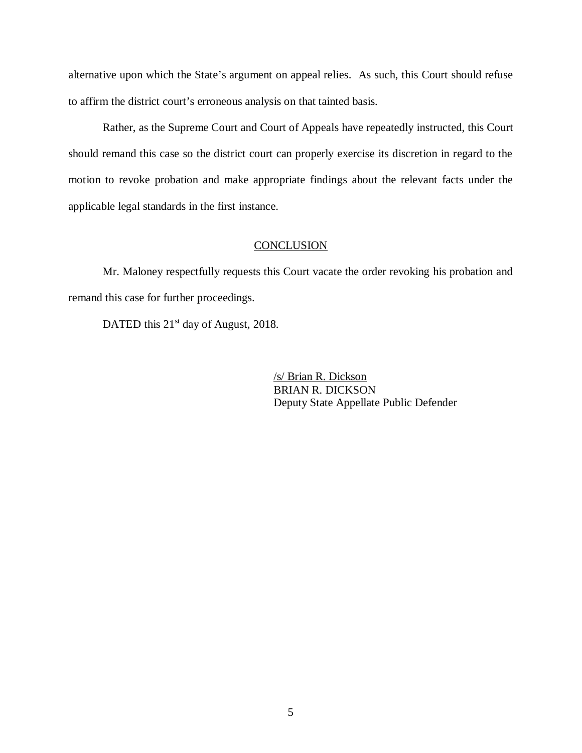alternative upon which the State's argument on appeal relies. As such, this Court should refuse to affirm the district court's erroneous analysis on that tainted basis.

Rather, as the Supreme Court and Court of Appeals have repeatedly instructed, this Court should remand this case so the district court can properly exercise its discretion in regard to the motion to revoke probation and make appropriate findings about the relevant facts under the applicable legal standards in the first instance.

## CONCLUSION

Mr. Maloney respectfully requests this Court vacate the order revoking his probation and remand this case for further proceedings.

DATED this 21st day of August, 2018.

/s/ Brian R. Dickson
BRIAN R. DICKSON
Deputy State Appellate Public Defender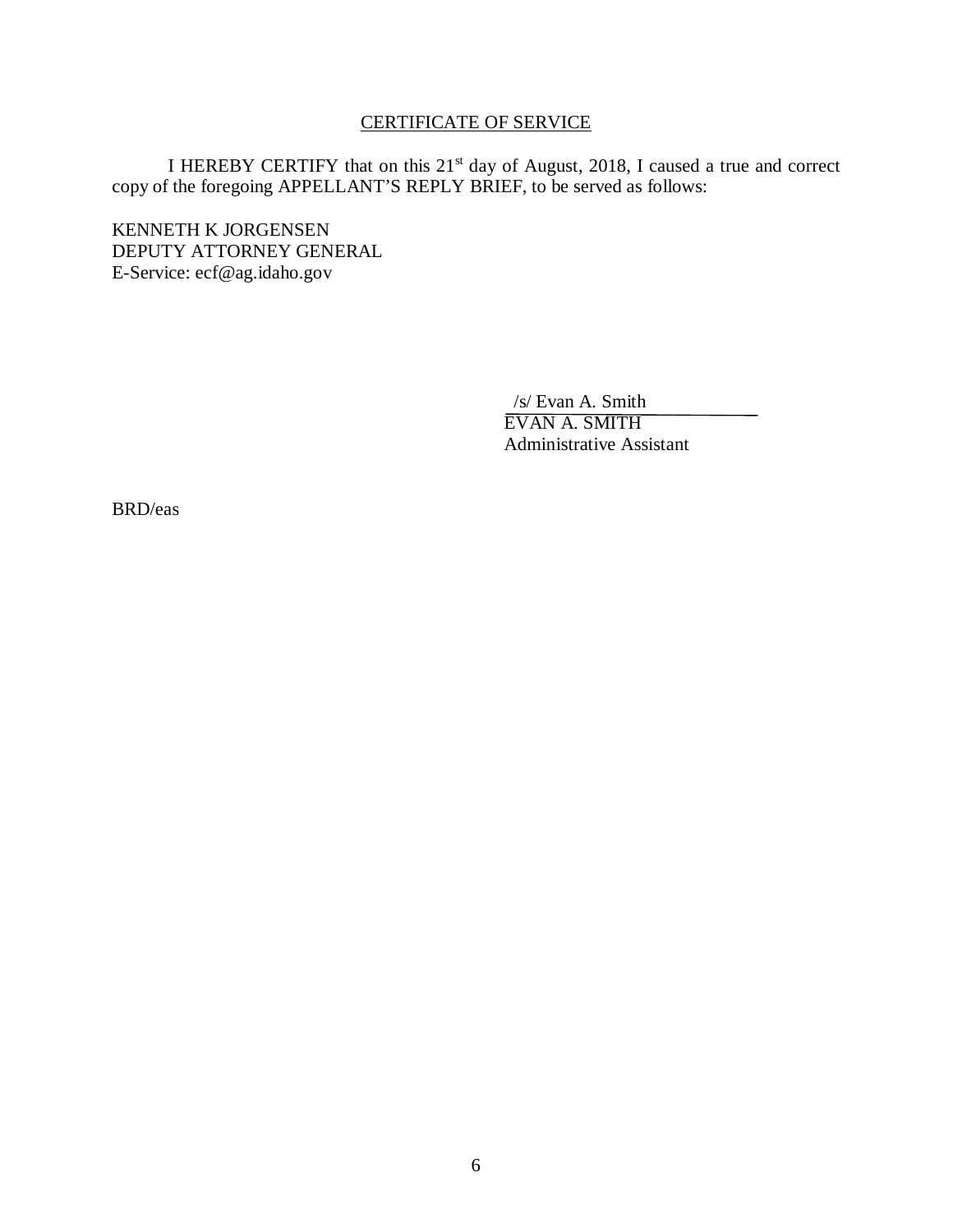## CERTIFICATE OF SERVICE

I HEREBY CERTIFY that on this 21st day of August, 2018, I caused a true and correct copy of the foregoing APPELLANT'S REPLY BRIEF, to be served as follows:

KENNETH K JORGENSEN
DEPUTY ATTORNEY GENERAL
E-Service: ecf@ag.idaho.gov

/s/ Evan A. Smith
EVAN A. SMITH
Administrative Assistant

BRD/eas